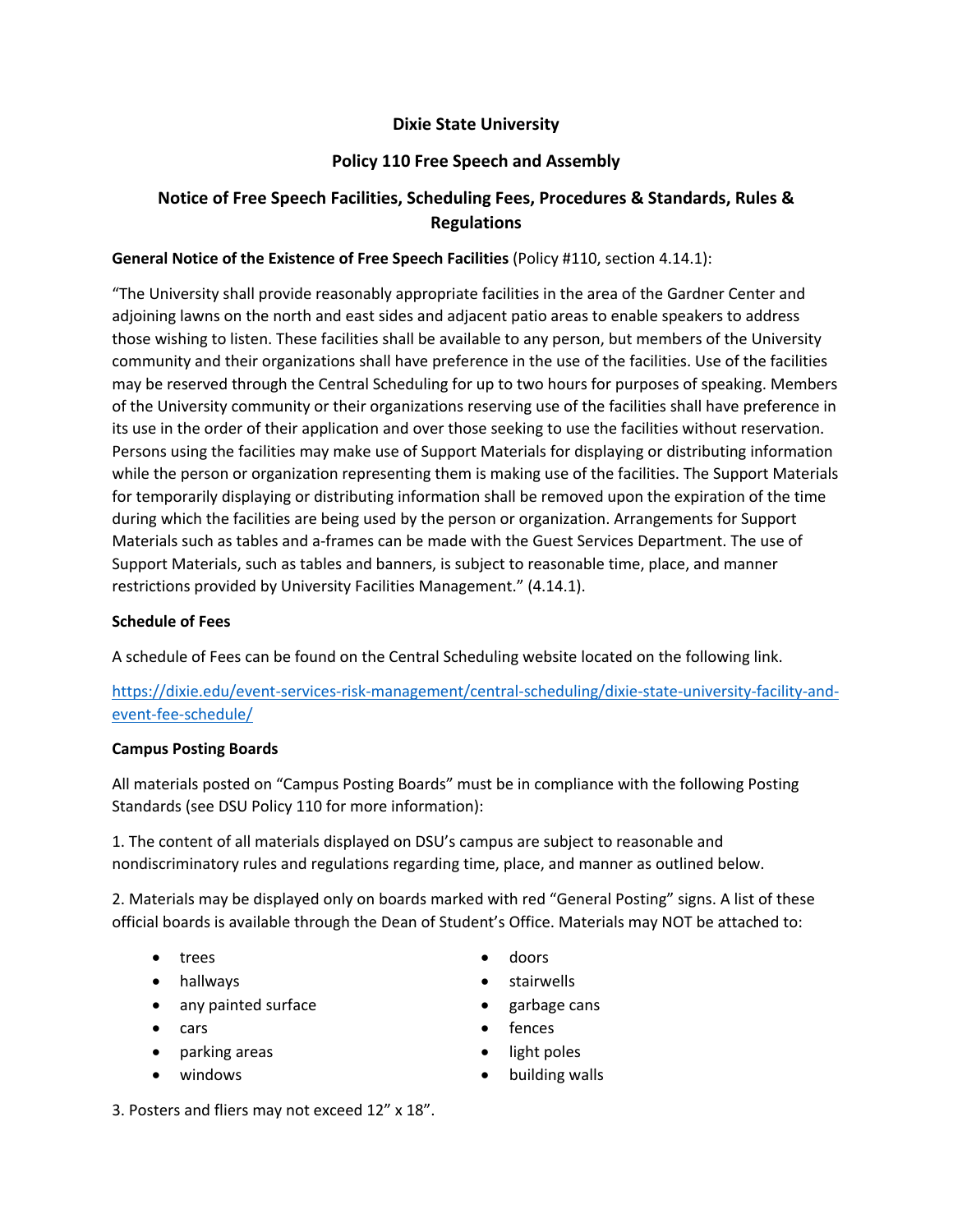# Dixie State University

## Policy 110 Free Speech and Assembly

## Notice of Free Speech Facilities, Scheduling Fees, Procedures & Standards, Rules & Regulations

**General Notice of the Existence of Free Speech Facilities** (Policy #110, section 4.14.1):

"The University shall provide reasonably appropriate facilities in the area of the Gardner Center and adjoining lawns on the north and east sides and adjacent patio areas to enable speakers to address those wishing to listen. These facilities shall be available to any person, but members of the University community and their organizations shall have preference in the use of the facilities. Use of the facilities may be reserved through the Central Scheduling for up to two hours for purposes of speaking. Members of the University community or their organizations reserving use of the facilities shall have preference in its use in the order of their application and over those seeking to use the facilities without reservation. Persons using the facilities may make use of Support Materials for displaying or distributing information while the person or organization representing them is making use of the facilities. The Support Materials for temporarily displaying or distributing information shall be removed upon the expiration of the time during which the facilities are being used by the person or organization. Arrangements for Support Materials such as tables and a-frames can be made with the Guest Services Department. The use of Support Materials, such as tables and banners, is subject to reasonable time, place, and manner restrictions provided by University Facilities Management." (4.14.1).

**Schedule of Fees**

A schedule of Fees can be found on the Central Scheduling website located on the following link.

https://dixie.edu/event-services-risk-management/central-scheduling/dixie-state-university-facility-and-event-fee-schedule/

**Campus Posting Boards**

All materials posted on "Campus Posting Boards" must be in compliance with the following Posting Standards (see DSU Policy 110 for more information):

1. The content of all materials displayed on DSU's campus are subject to reasonable and nondiscriminatory rules and regulations regarding time, place, and manner as outlined below.

2. Materials may be displayed only on boards marked with red "General Posting" signs. A list of these official boards is available through the Dean of Student's Office. Materials may NOT be attached to:

- trees
- hallways
- any painted surface
- cars
- parking areas
- windows
- doors
- stairwells
- garbage cans
- fences
- light poles
- building walls

3. Posters and fliers may not exceed 12" x 18".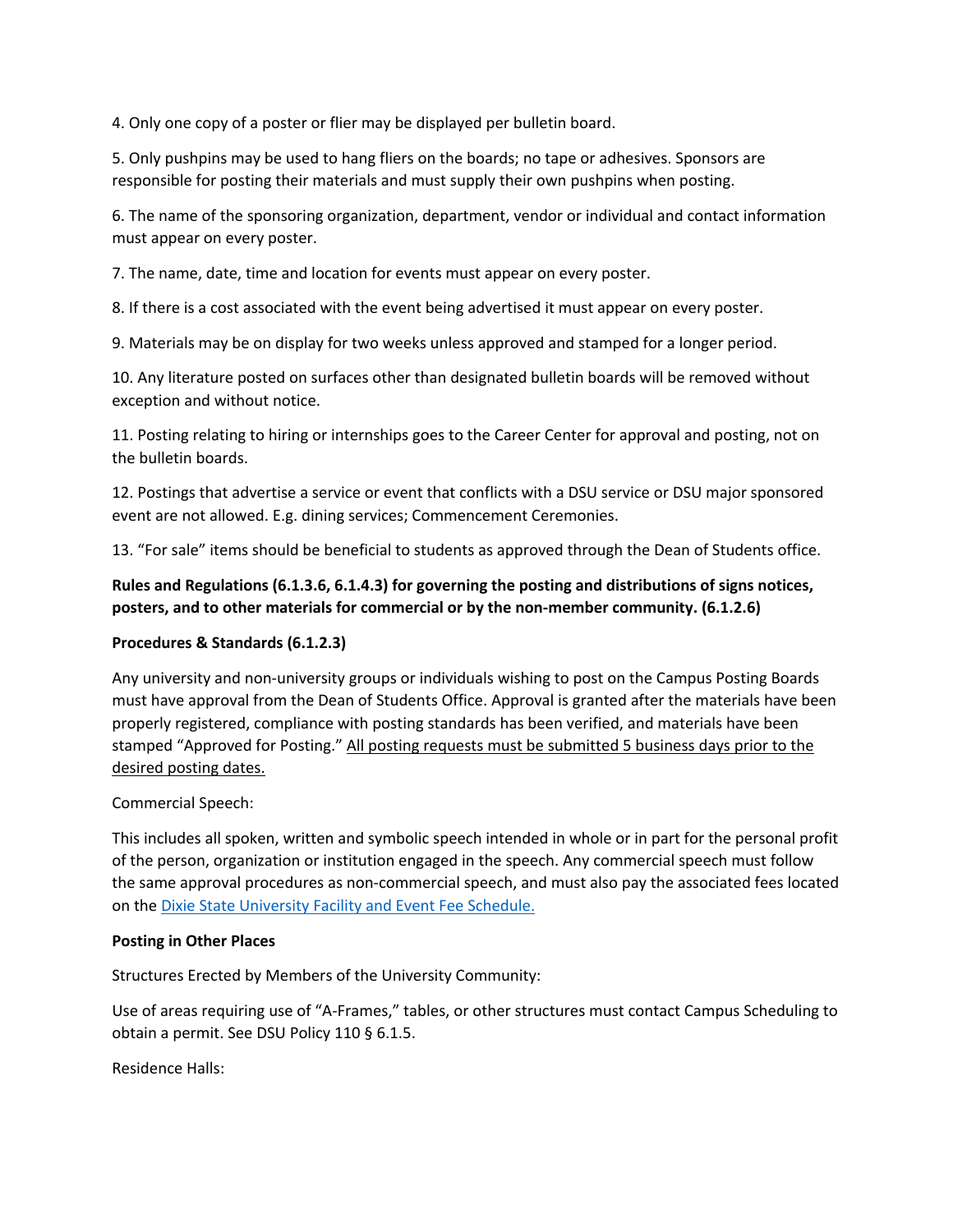4. Only one copy of a poster or flier may be displayed per bulletin board.

5. Only pushpins may be used to hang fliers on the boards; no tape or adhesives. Sponsors are responsible for posting their materials and must supply their own pushpins when posting.

6. The name of the sponsoring organization, department, vendor or individual and contact information must appear on every poster.

7. The name, date, time and location for events must appear on every poster.

8. If there is a cost associated with the event being advertised it must appear on every poster.

9. Materials may be on display for two weeks unless approved and stamped for a longer period.

10. Any literature posted on surfaces other than designated bulletin boards will be removed without exception and without notice.

11. Posting relating to hiring or internships goes to the Career Center for approval and posting, not on the bulletin boards.

12. Postings that advertise a service or event that conflicts with a DSU service or DSU major sponsored event are not allowed. E.g. dining services; Commencement Ceremonies.

13. "For sale" items should be beneficial to students as approved through the Dean of Students office.

**Rules and Regulations (6.1.3.6, 6.1.4.3) for governing the posting and distributions of signs notices, posters, and to other materials for commercial or by the non-member community. (6.1.2.6)**

**Procedures & Standards (6.1.2.3)**

Any university and non-university groups or individuals wishing to post on the Campus Posting Boards must have approval from the Dean of Students Office. Approval is granted after the materials have been properly registered, compliance with posting standards has been verified, and materials have been stamped "Approved for Posting." All posting requests must be submitted 5 business days prior to the desired posting dates.

Commercial Speech:

This includes all spoken, written and symbolic speech intended in whole or in part for the personal profit of the person, organization or institution engaged in the speech. Any commercial speech must follow the same approval procedures as non-commercial speech, and must also pay the associated fees located on the Dixie State University Facility and Event Fee Schedule.

**Posting in Other Places**

Structures Erected by Members of the University Community:

Use of areas requiring use of "A-Frames," tables, or other structures must contact Campus Scheduling to obtain a permit. See DSU Policy 110 § 6.1.5.

Residence Halls: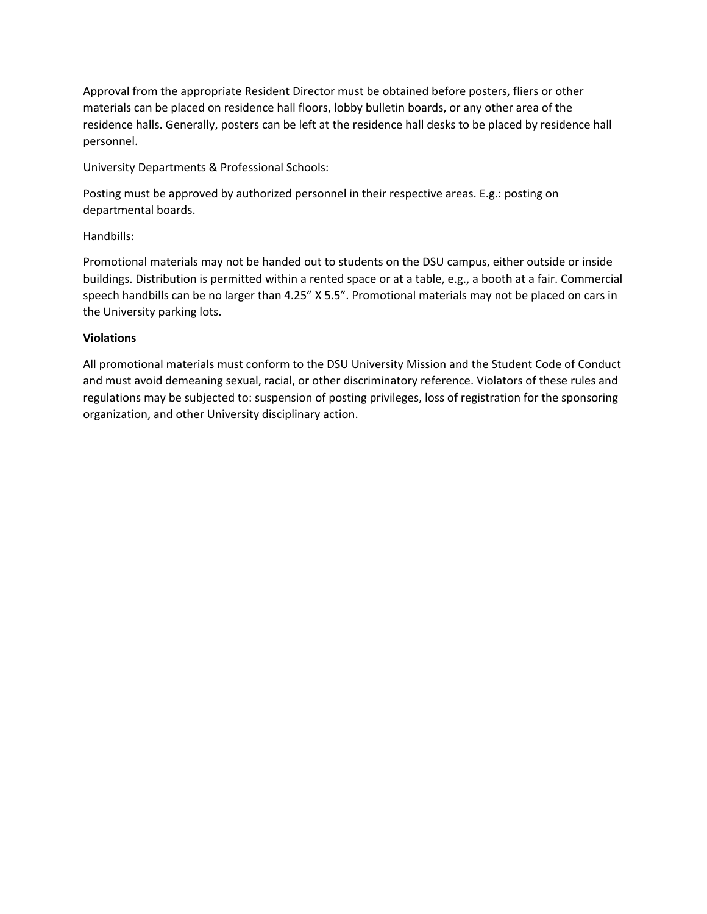Approval from the appropriate Resident Director must be obtained before posters, fliers or other materials can be placed on residence hall floors, lobby bulletin boards, or any other area of the residence halls. Generally, posters can be left at the residence hall desks to be placed by residence hall personnel.

University Departments & Professional Schools:

Posting must be approved by authorized personnel in their respective areas. E.g.: posting on departmental boards.

Handbills:

Promotional materials may not be handed out to students on the DSU campus, either outside or inside buildings. Distribution is permitted within a rented space or at a table, e.g., a booth at a fair. Commercial speech handbills can be no larger than 4.25" X 5.5". Promotional materials may not be placed on cars in the University parking lots.

**Violations**

All promotional materials must conform to the DSU University Mission and the Student Code of Conduct and must avoid demeaning sexual, racial, or other discriminatory reference. Violators of these rules and regulations may be subjected to: suspension of posting privileges, loss of registration for the sponsoring organization, and other University disciplinary action.